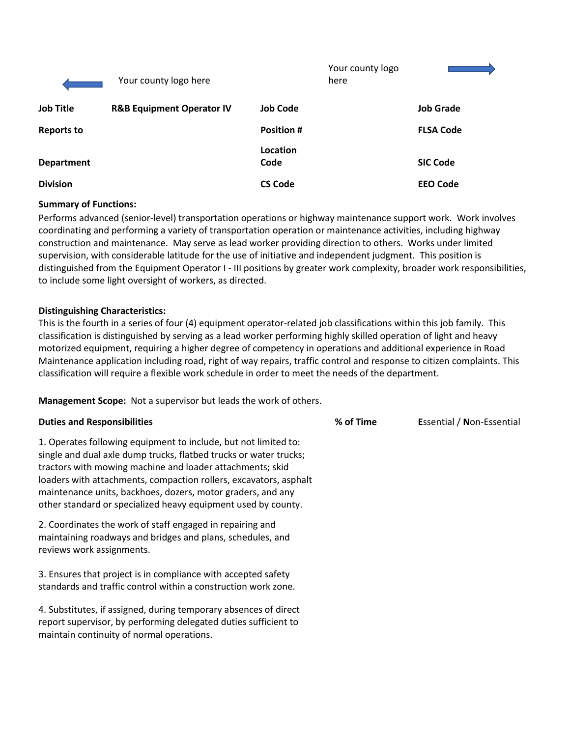Your county logo here

Your county logo here

| Job Title | R&B Equipment Operator IV | Job Code | | Job Grade | |
|---|---|---|---|---|---|
| Reports to | | Position # | | FLSA Code | |
| Department | | Location Code | | SIC Code | |
| Division | | CS Code | | EEO Code | |

**Summary of Functions:**
Performs advanced (senior-level) transportation operations or highway maintenance support work. Work involves coordinating and performing a variety of transportation operation or maintenance activities, including highway construction and maintenance. May serve as lead worker providing direction to others. Works under limited supervision, with considerable latitude for the use of initiative and independent judgment. This position is distinguished from the Equipment Operator I - III positions by greater work complexity, broader work responsibilities, to include some light oversight of workers, as directed.

**Distinguishing Characteristics:**
This is the fourth in a series of four (4) equipment operator-related job classifications within this job family. This classification is distinguished by serving as a lead worker performing highly skilled operation of light and heavy motorized equipment, requiring a higher degree of competency in operations and additional experience in Road Maintenance application including road, right of way repairs, traffic control and response to citizen complaints. This classification will require a flexible work schedule in order to meet the needs of the department.

**Management Scope:** Not a supervisor but leads the work of others.

| Duties and Responsibilities | % of Time | **E**ssential / **N**on-Essential |
|---|---|---|
| 1. Operates following equipment to include, but not limited to: single and dual axle dump trucks, flatbed trucks or water trucks; tractors with mowing machine and loader attachments; skid loaders with attachments, compaction rollers, excavators, asphalt maintenance units, backhoes, dozers, motor graders, and any other standard or specialized heavy equipment used by county. | | |
| 2. Coordinates the work of staff engaged in repairing and maintaining roadways and bridges and plans, schedules, and reviews work assignments. | | |
| 3. Ensures that project is in compliance with accepted safety standards and traffic control within a construction work zone. | | |
| 4. Substitutes, if assigned, during temporary absences of direct report supervisor, by performing delegated duties sufficient to maintain continuity of normal operations. | | |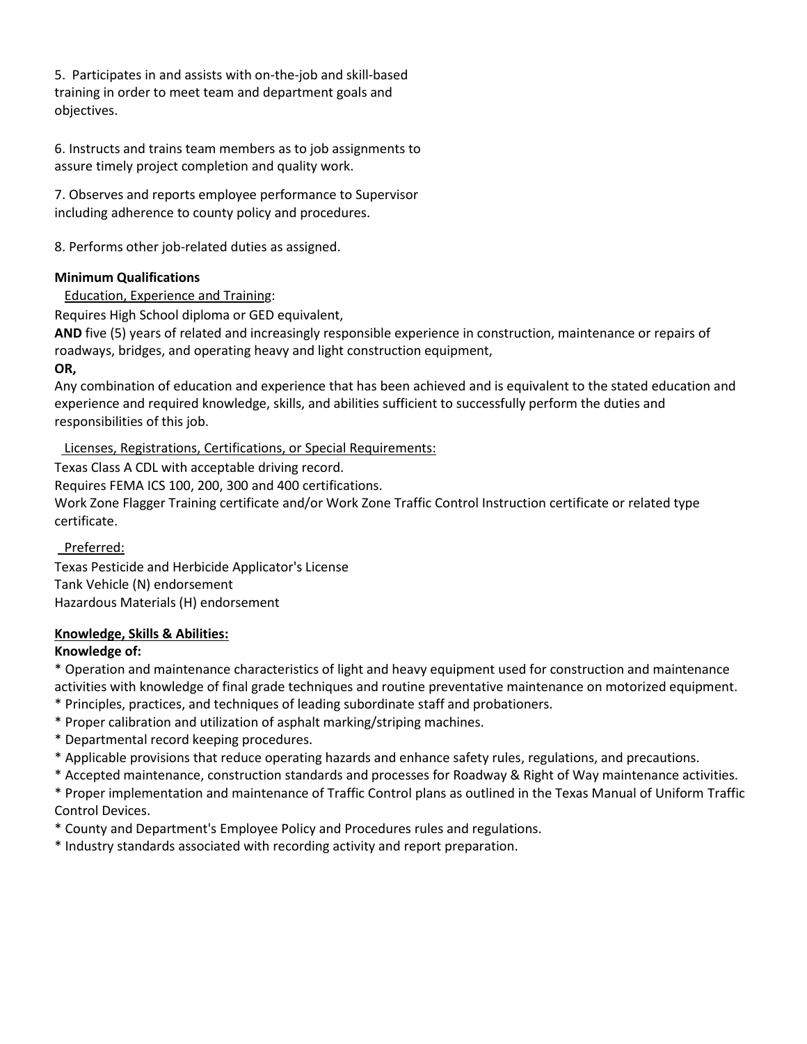5. Participates in and assists with on-the-job and skill-based training in order to meet team and department goals and objectives.

6. Instructs and trains team members as to job assignments to assure timely project completion and quality work.

7. Observes and reports employee performance to Supervisor including adherence to county policy and procedures.

8. Performs other job-related duties as assigned.

**Minimum Qualifications**

Education, Experience and Training:

Requires High School diploma or GED equivalent,

**AND** five (5) years of related and increasingly responsible experience in construction, maintenance or repairs of roadways, bridges, and operating heavy and light construction equipment,

**OR,**

Any combination of education and experience that has been achieved and is equivalent to the stated education and experience and required knowledge, skills, and abilities sufficient to successfully perform the duties and responsibilities of this job.

Licenses, Registrations, Certifications, or Special Requirements:

Texas Class A CDL with acceptable driving record.

Requires FEMA ICS 100, 200, 300 and 400 certifications.

Work Zone Flagger Training certificate and/or Work Zone Traffic Control Instruction certificate or related type certificate.

Preferred:

Texas Pesticide and Herbicide Applicator's License

Tank Vehicle (N) endorsement

Hazardous Materials (H) endorsement

**Knowledge, Skills & Abilities:**

**Knowledge of:**

* Operation and maintenance characteristics of light and heavy equipment used for construction and maintenance activities with knowledge of final grade techniques and routine preventative maintenance on motorized equipment.
* Principles, practices, and techniques of leading subordinate staff and probationers.
* Proper calibration and utilization of asphalt marking/striping machines.
* Departmental record keeping procedures.
* Applicable provisions that reduce operating hazards and enhance safety rules, regulations, and precautions.
* Accepted maintenance, construction standards and processes for Roadway & Right of Way maintenance activities.
* Proper implementation and maintenance of Traffic Control plans as outlined in the Texas Manual of Uniform Traffic Control Devices.
* County and Department's Employee Policy and Procedures rules and regulations.
* Industry standards associated with recording activity and report preparation.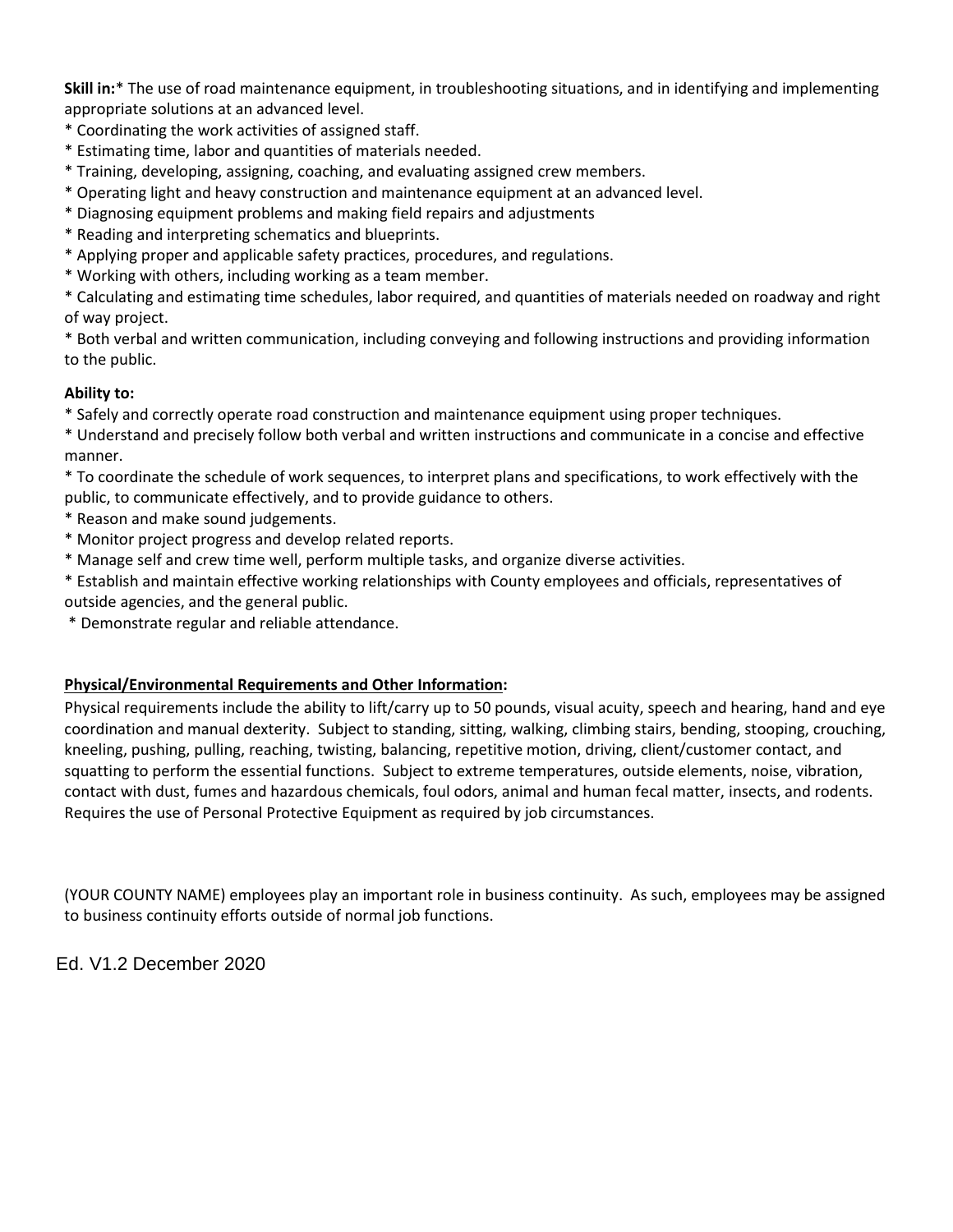**Skill in:*** The use of road maintenance equipment, in troubleshooting situations, and in identifying and implementing appropriate solutions at an advanced level.
* Coordinating the work activities of assigned staff.
* Estimating time, labor and quantities of materials needed.
* Training, developing, assigning, coaching, and evaluating assigned crew members.
* Operating light and heavy construction and maintenance equipment at an advanced level.
* Diagnosing equipment problems and making field repairs and adjustments
* Reading and interpreting schematics and blueprints.
* Applying proper and applicable safety practices, procedures, and regulations.
* Working with others, including working as a team member.
* Calculating and estimating time schedules, labor required, and quantities of materials needed on roadway and right of way project.
* Both verbal and written communication, including conveying and following instructions and providing information to the public.

**Ability to:**
* Safely and correctly operate road construction and maintenance equipment using proper techniques.
* Understand and precisely follow both verbal and written instructions and communicate in a concise and effective manner.
* To coordinate the schedule of work sequences, to interpret plans and specifications, to work effectively with the public, to communicate effectively, and to provide guidance to others.
* Reason and make sound judgements.
* Monitor project progress and develop related reports.
* Manage self and crew time well, perform multiple tasks, and organize diverse activities.
* Establish and maintain effective working relationships with County employees and officials, representatives of outside agencies, and the general public.
* Demonstrate regular and reliable attendance.

**Physical/Environmental Requirements and Other Information:**

Physical requirements include the ability to lift/carry up to 50 pounds, visual acuity, speech and hearing, hand and eye coordination and manual dexterity. Subject to standing, sitting, walking, climbing stairs, bending, stooping, crouching, kneeling, pushing, pulling, reaching, twisting, balancing, repetitive motion, driving, client/customer contact, and squatting to perform the essential functions. Subject to extreme temperatures, outside elements, noise, vibration, contact with dust, fumes and hazardous chemicals, foul odors, animal and human fecal matter, insects, and rodents. Requires the use of Personal Protective Equipment as required by job circumstances.

(YOUR COUNTY NAME) employees play an important role in business continuity. As such, employees may be assigned to business continuity efforts outside of normal job functions.

Ed. V1.2 December 2020